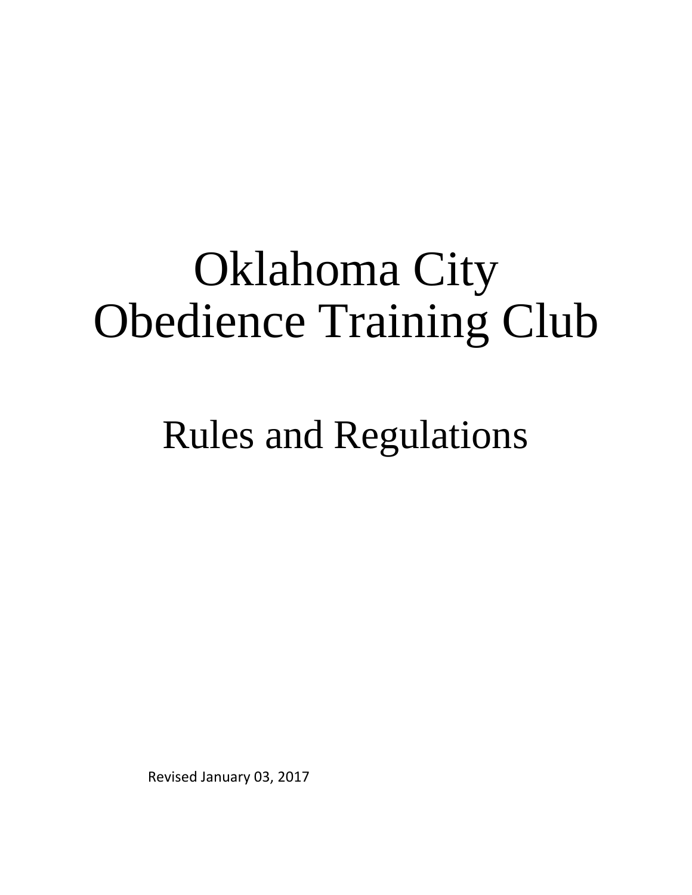# Oklahoma City Obedience Training Club

## Rules and Regulations

Revised January 03, 2017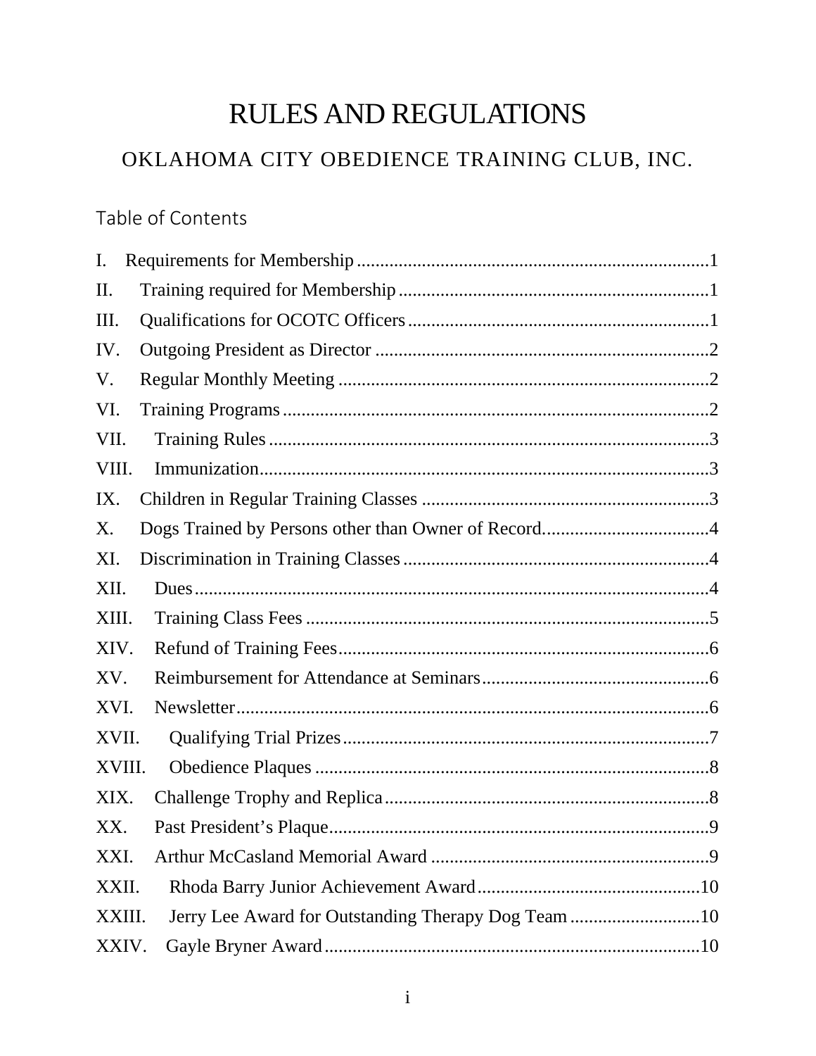# RULES AND REGULATIONS

## OKLAHOMA CITY OBEDIENCE TRAINING CLUB, INC.

### Table of Contents

I. Requirements for Membership ........................................................................... 1
II. Training required for Membership ................................................................... 1
III. Qualifications for OCOTC Officers ................................................................. 1
IV. Outgoing President as Director ....................................................................... 2
V. Regular Monthly Meeting ............................................................................... 2
VI. Training Programs .......................................................................................... 2
VII. Training Rules ............................................................................................... 3
VIII. Immunization ................................................................................................ 3
IX. Children in Regular Training Classes ............................................................. 3
X. Dogs Trained by Persons other than Owner of Record ................................... 4
XI. Discrimination in Training Classes ................................................................. 4
XII. Dues .............................................................................................................. 4
XIII. Training Class Fees ...................................................................................... 5
XIV. Refund of Training Fees ............................................................................... 6
XV. Reimbursement for Attendance at Seminars ................................................. 6
XVI. Newsletter .................................................................................................... 6
XVII. Qualifying Trial Prizes ............................................................................... 7
XVIII. Obedience Plaques .................................................................................... 8
XIX. Challenge Trophy and Replica ..................................................................... 8
XX. Past President's Plaque ................................................................................. 9
XXI. Arthur McCasland Memorial Award ........................................................... 9
XXII. Rhoda Barry Junior Achievement Award ................................................. 10
XXIII. Jerry Lee Award for Outstanding Therapy Dog Team ............................ 10
XXIV. Gayle Bryner Award ................................................................................ 10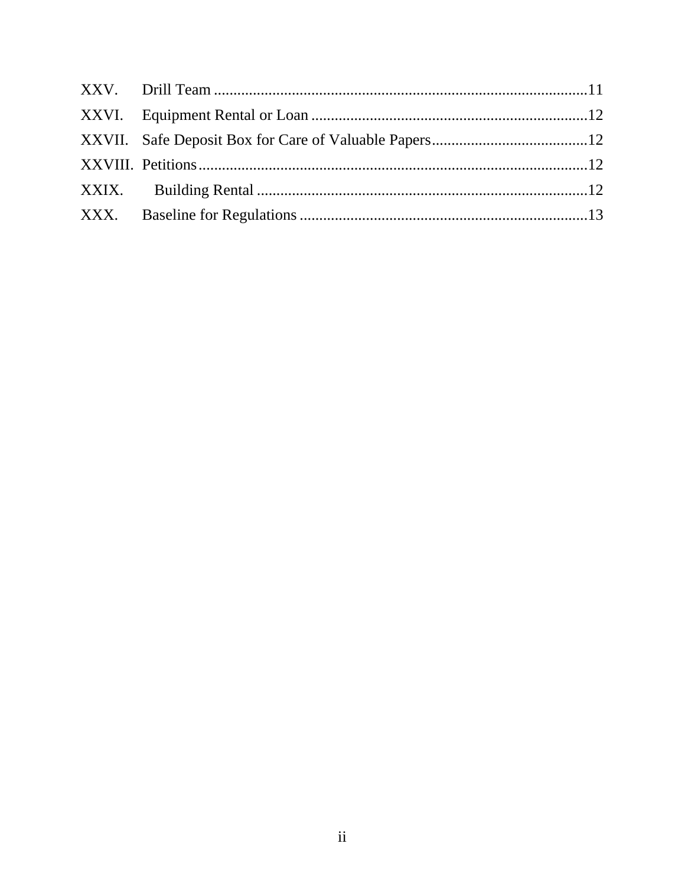XXV. Drill Team ....................................................................................11

XXVI. Equipment Rental or Loan ....................................................................12

XXVII. Safe Deposit Box for Care of Valuable Papers........................................12

XXVIII. Petitions..........................................................................................12

XXIX. Building Rental ...................................................................................12

XXX. Baseline for Regulations .......................................................................13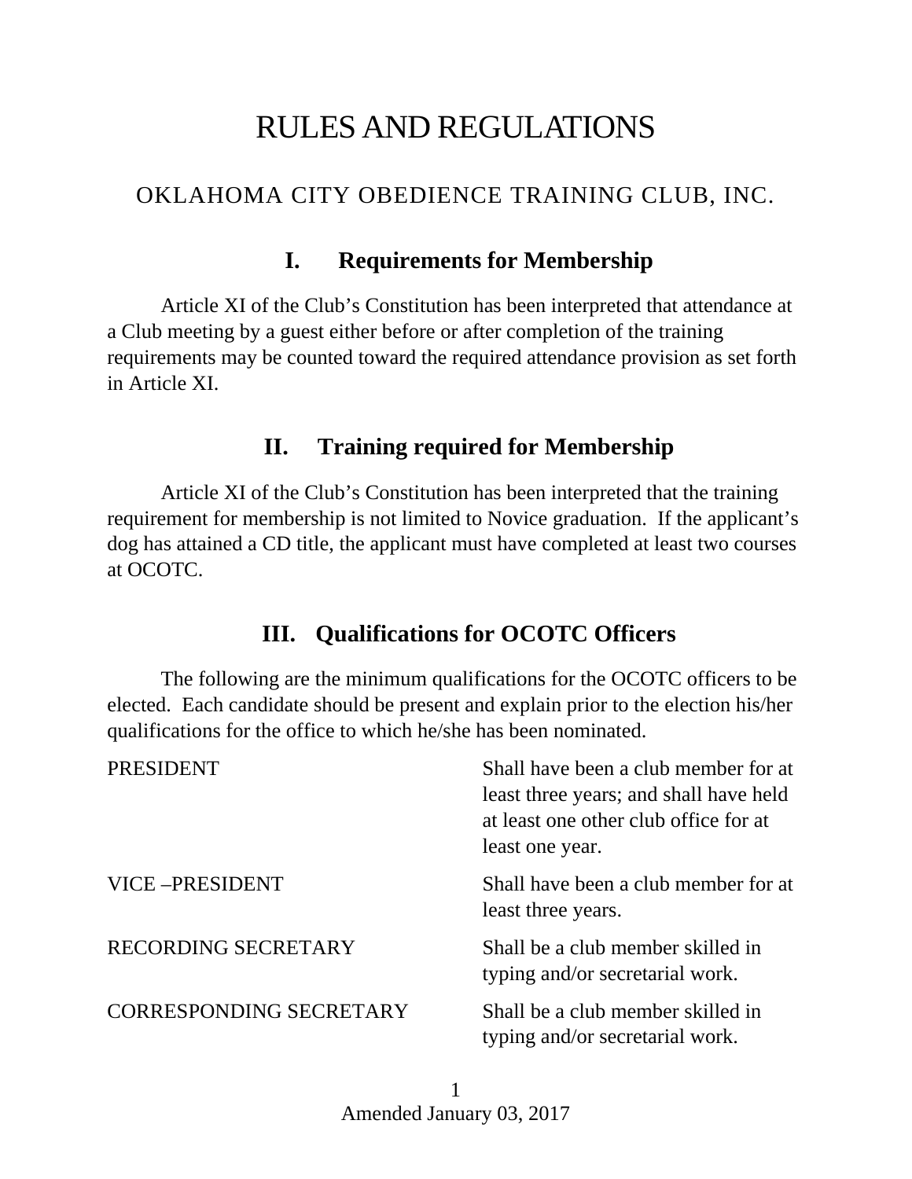# RULES AND REGULATIONS

## OKLAHOMA CITY OBEDIENCE TRAINING CLUB, INC.

### I. Requirements for Membership

Article XI of the Club's Constitution has been interpreted that attendance at a Club meeting by a guest either before or after completion of the training requirements may be counted toward the required attendance provision as set forth in Article XI.

### II. Training required for Membership

Article XI of the Club's Constitution has been interpreted that the training requirement for membership is not limited to Novice graduation. If the applicant's dog has attained a CD title, the applicant must have completed at least two courses at OCOTC.

### III. Qualifications for OCOTC Officers

The following are the minimum qualifications for the OCOTC officers to be elected. Each candidate should be present and explain prior to the election his/her qualifications for the office to which he/she has been nominated.

| | |
|---|---|
| PRESIDENT | Shall have been a club member for at least three years; and shall have held at least one other club office for at least one year. |
| VICE –PRESIDENT | Shall have been a club member for at least three years. |
| RECORDING SECRETARY | Shall be a club member skilled in typing and/or secretarial work. |
| CORRESPONDING SECRETARY | Shall be a club member skilled in typing and/or secretarial work. |

Amended January 03, 2017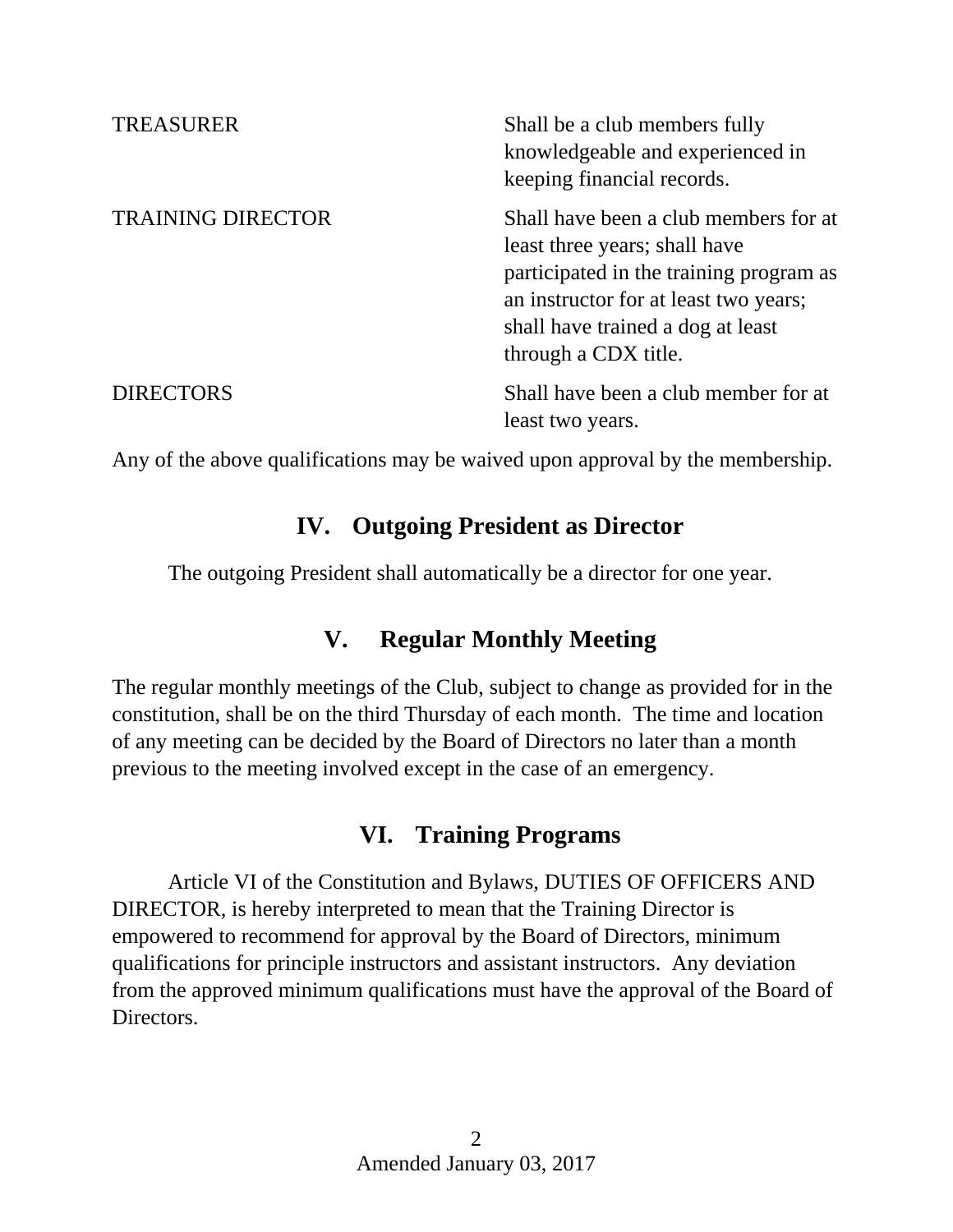| | |
|---|---|
| TREASURER | Shall be a club members fully knowledgeable and experienced in keeping financial records. |
| TRAINING DIRECTOR | Shall have been a club members for at least three years; shall have participated in the training program as an instructor for at least two years; shall have trained a dog at least through a CDX title. |
| DIRECTORS | Shall have been a club member for at least two years. |

Any of the above qualifications may be waived upon approval by the membership.

## IV. Outgoing President as Director

The outgoing President shall automatically be a director for one year.

## V. Regular Monthly Meeting

The regular monthly meetings of the Club, subject to change as provided for in the constitution, shall be on the third Thursday of each month. The time and location of any meeting can be decided by the Board of Directors no later than a month previous to the meeting involved except in the case of an emergency.

## VI. Training Programs

Article VI of the Constitution and Bylaws, DUTIES OF OFFICERS AND DIRECTOR, is hereby interpreted to mean that the Training Director is empowered to recommend for approval by the Board of Directors, minimum qualifications for principle instructors and assistant instructors. Any deviation from the approved minimum qualifications must have the approval of the Board of Directors.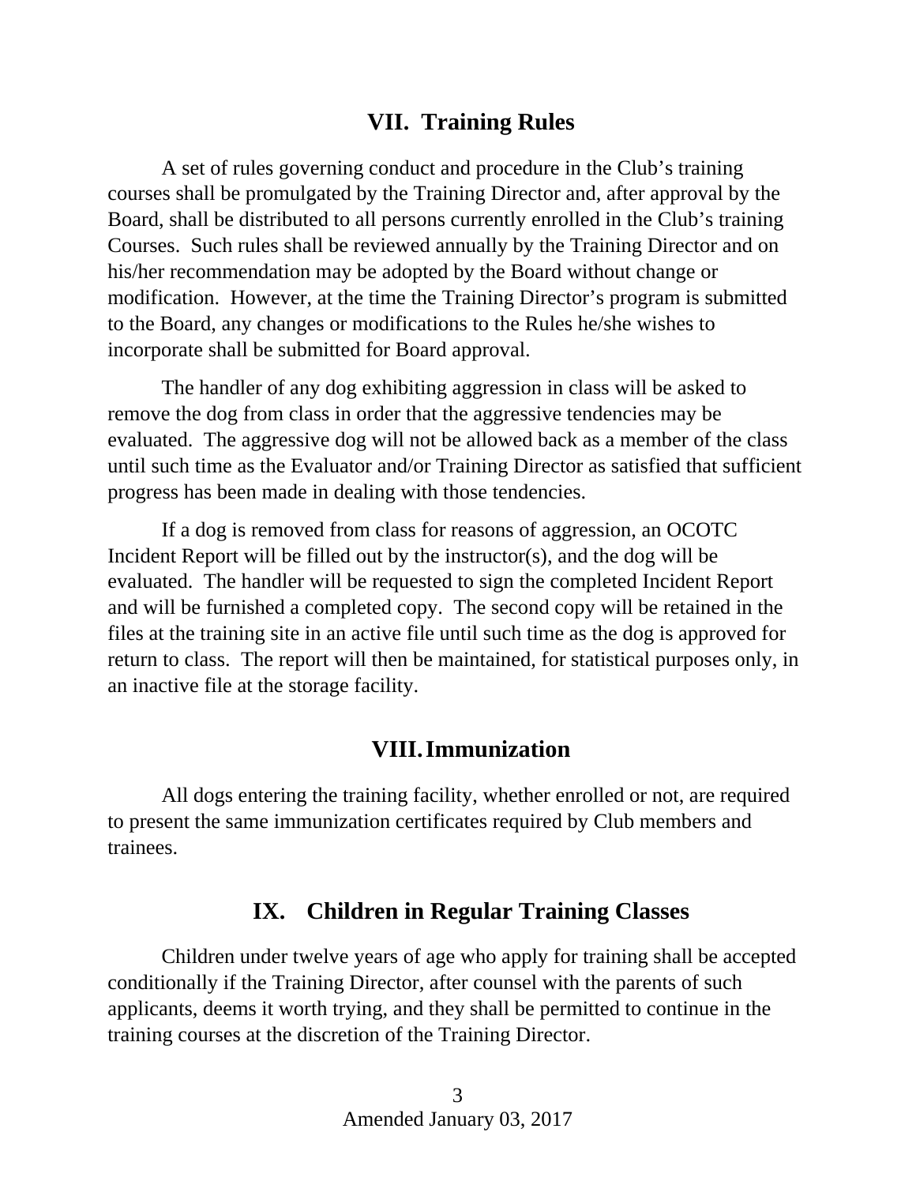## VII. Training Rules

A set of rules governing conduct and procedure in the Club's training courses shall be promulgated by the Training Director and, after approval by the Board, shall be distributed to all persons currently enrolled in the Club's training Courses. Such rules shall be reviewed annually by the Training Director and on his/her recommendation may be adopted by the Board without change or modification. However, at the time the Training Director's program is submitted to the Board, any changes or modifications to the Rules he/she wishes to incorporate shall be submitted for Board approval.

The handler of any dog exhibiting aggression in class will be asked to remove the dog from class in order that the aggressive tendencies may be evaluated. The aggressive dog will not be allowed back as a member of the class until such time as the Evaluator and/or Training Director as satisfied that sufficient progress has been made in dealing with those tendencies.

If a dog is removed from class for reasons of aggression, an OCOTC Incident Report will be filled out by the instructor(s), and the dog will be evaluated. The handler will be requested to sign the completed Incident Report and will be furnished a completed copy. The second copy will be retained in the files at the training site in an active file until such time as the dog is approved for return to class. The report will then be maintained, for statistical purposes only, in an inactive file at the storage facility.

## VIII. Immunization

All dogs entering the training facility, whether enrolled or not, are required to present the same immunization certificates required by Club members and trainees.

## IX. Children in Regular Training Classes

Children under twelve years of age who apply for training shall be accepted conditionally if the Training Director, after counsel with the parents of such applicants, deems it worth trying, and they shall be permitted to continue in the training courses at the discretion of the Training Director.

Amended January 03, 2017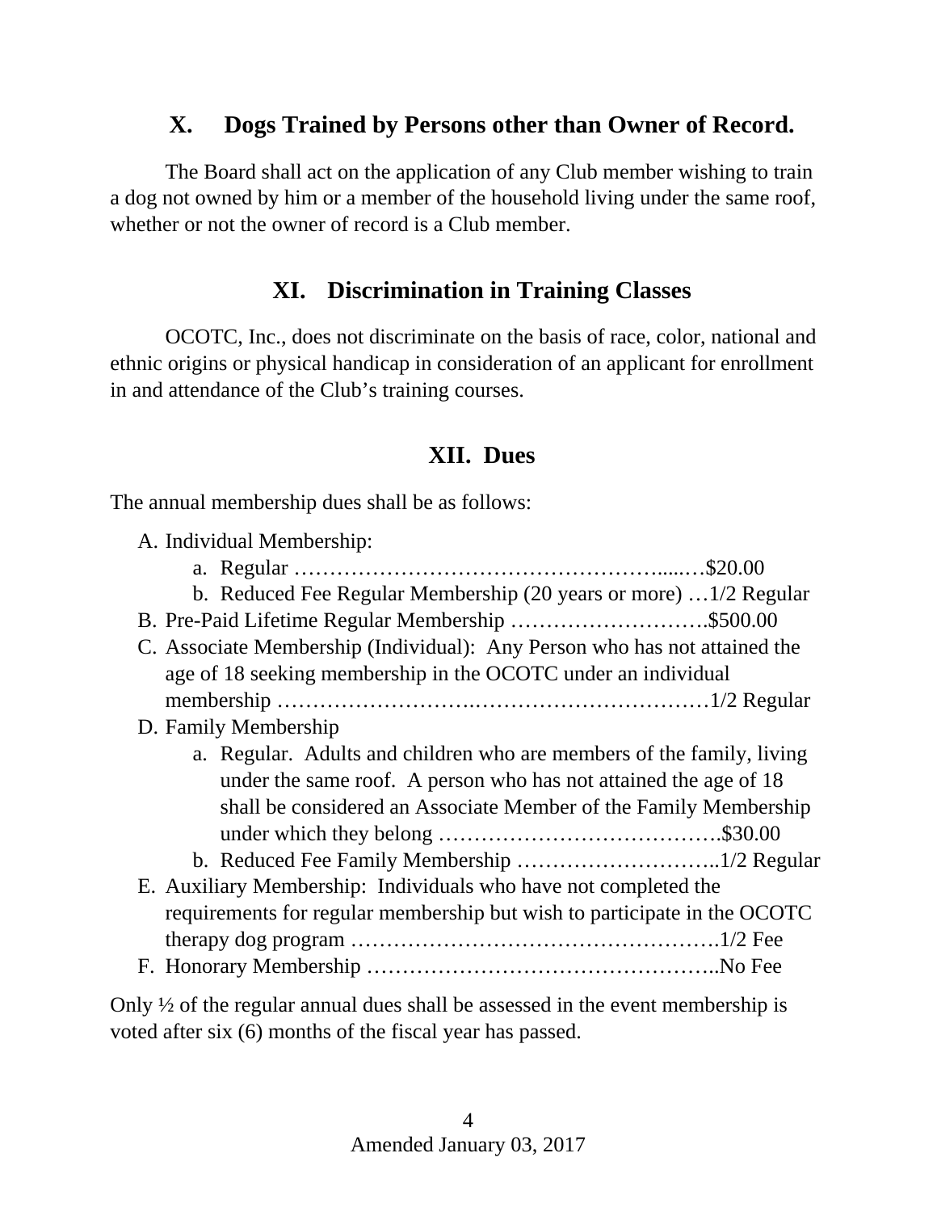## X. Dogs Trained by Persons other than Owner of Record.

The Board shall act on the application of any Club member wishing to train a dog not owned by him or a member of the household living under the same roof, whether or not the owner of record is a Club member.

## XI. Discrimination in Training Classes

OCOTC, Inc., does not discriminate on the basis of race, color, national and ethnic origins or physical handicap in consideration of an applicant for enrollment in and attendance of the Club's training courses.

## XII. Dues

The annual membership dues shall be as follows:

A. Individual Membership:
   a. Regular ……………………………………………....…$20.00
   b. Reduced Fee Regular Membership (20 years or more) …1/2 Regular
B. Pre-Paid Lifetime Regular Membership ……………………….$500.00
C. Associate Membership (Individual): Any Person who has not attained the age of 18 seeking membership in the OCOTC under an individual membership …………………….……………………………1/2 Regular
D. Family Membership
   a. Regular. Adults and children who are members of the family, living under the same roof. A person who has not attained the age of 18 shall be considered an Associate Member of the Family Membership under which they belong ………………………………….$30.00
   b. Reduced Fee Family Membership ………………………..1/2 Regular
E. Auxiliary Membership: Individuals who have not completed the requirements for regular membership but wish to participate in the OCOTC therapy dog program …………………………………………….1/2 Fee
F. Honorary Membership …………………………………………..No Fee

Only ½ of the regular annual dues shall be assessed in the event membership is voted after six (6) months of the fiscal year has passed.

Amended January 03, 2017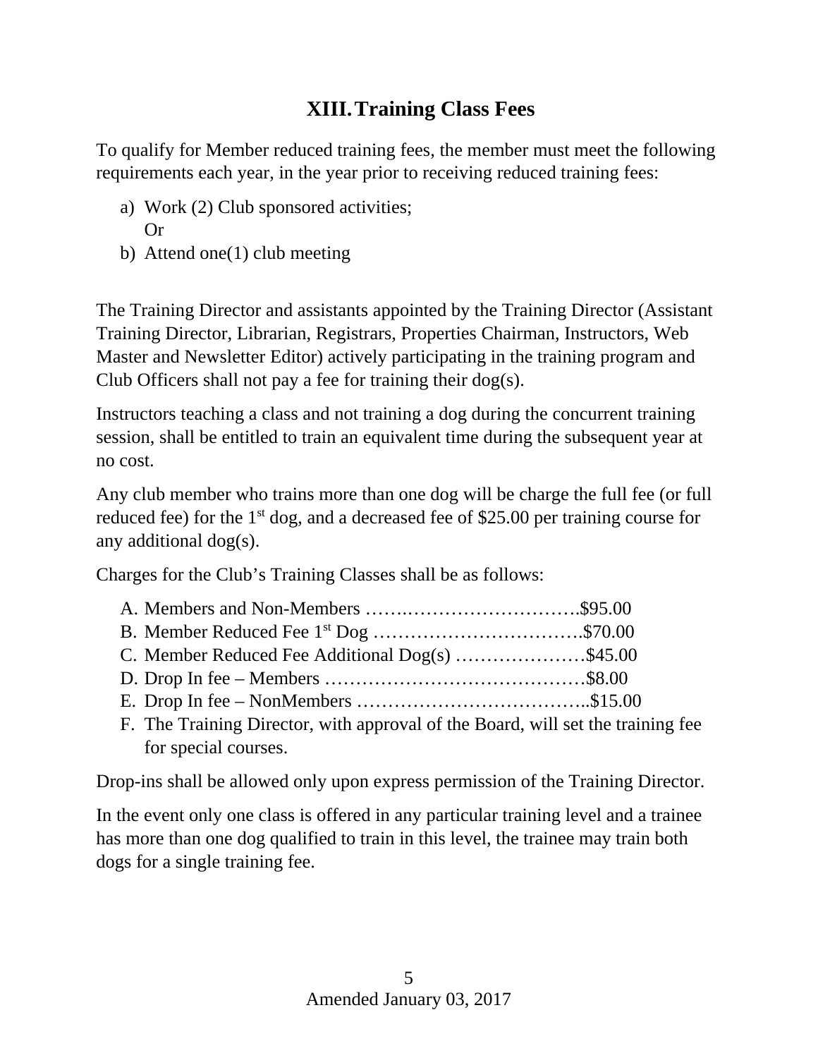## XIII. Training Class Fees

To qualify for Member reduced training fees, the member must meet the following requirements each year, in the year prior to receiving reduced training fees:

a) Work (2) Club sponsored activities;
   Or
b) Attend one(1) club meeting

The Training Director and assistants appointed by the Training Director (Assistant Training Director, Librarian, Registrars, Properties Chairman, Instructors, Web Master and Newsletter Editor) actively participating in the training program and Club Officers shall not pay a fee for training their dog(s).

Instructors teaching a class and not training a dog during the concurrent training session, shall be entitled to train an equivalent time during the subsequent year at no cost.

Any club member who trains more than one dog will be charge the full fee (or full reduced fee) for the 1st dog, and a decreased fee of $25.00 per training course for any additional dog(s).

Charges for the Club's Training Classes shall be as follows:

A. Members and Non-Members …….………………………….$95.00
B. Member Reduced Fee 1st Dog …………………………….$70.00
C. Member Reduced Fee Additional Dog(s) …………………$45.00
D. Drop In fee – Members ……………………………………$8.00
E. Drop In fee – NonMembers ………………………………..$15.00
F. The Training Director, with approval of the Board, will set the training fee for special courses.

Drop-ins shall be allowed only upon express permission of the Training Director.

In the event only one class is offered in any particular training level and a trainee has more than one dog qualified to train in this level, the trainee may train both dogs for a single training fee.

Amended January 03, 2017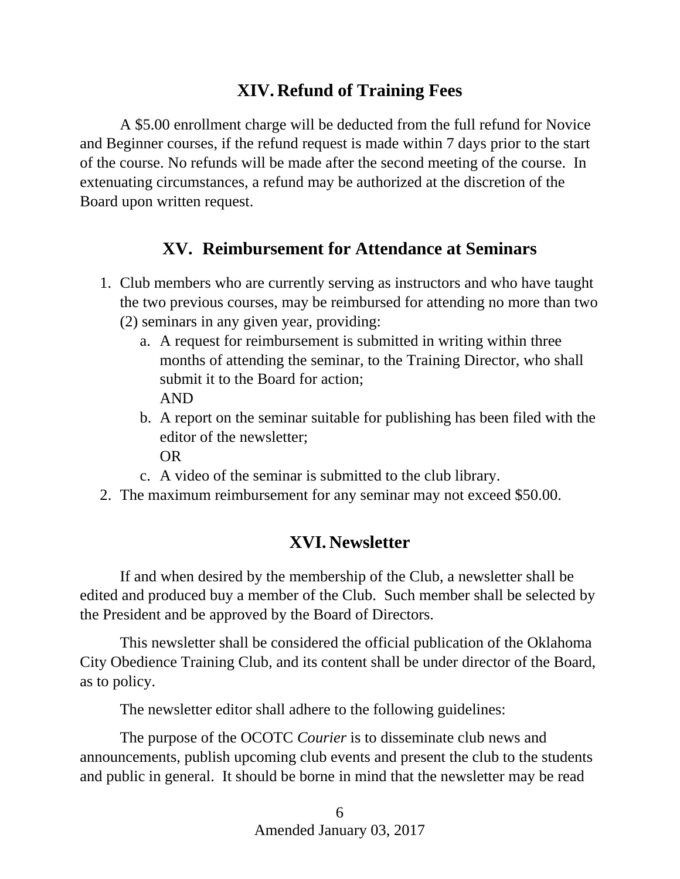## XIV. Refund of Training Fees

A $5.00 enrollment charge will be deducted from the full refund for Novice and Beginner courses, if the refund request is made within 7 days prior to the start of the course. No refunds will be made after the second meeting of the course. In extenuating circumstances, a refund may be authorized at the discretion of the Board upon written request.

## XV. Reimbursement for Attendance at Seminars

1. Club members who are currently serving as instructors and who have taught the two previous courses, may be reimbursed for attending no more than two (2) seminars in any given year, providing:
   a. A request for reimbursement is submitted in writing within three months of attending the seminar, to the Training Director, who shall submit it to the Board for action;
      AND
   b. A report on the seminar suitable for publishing has been filed with the editor of the newsletter;
      OR
   c. A video of the seminar is submitted to the club library.
2. The maximum reimbursement for any seminar may not exceed $50.00.

## XVI. Newsletter

If and when desired by the membership of the Club, a newsletter shall be edited and produced buy a member of the Club. Such member shall be selected by the President and be approved by the Board of Directors.

This newsletter shall be considered the official publication of the Oklahoma City Obedience Training Club, and its content shall be under director of the Board, as to policy.

The newsletter editor shall adhere to the following guidelines:

The purpose of the OCOTC *Courier* is to disseminate club news and announcements, publish upcoming club events and present the club to the students and public in general. It should be borne in mind that the newsletter may be read

Amended January 03, 2017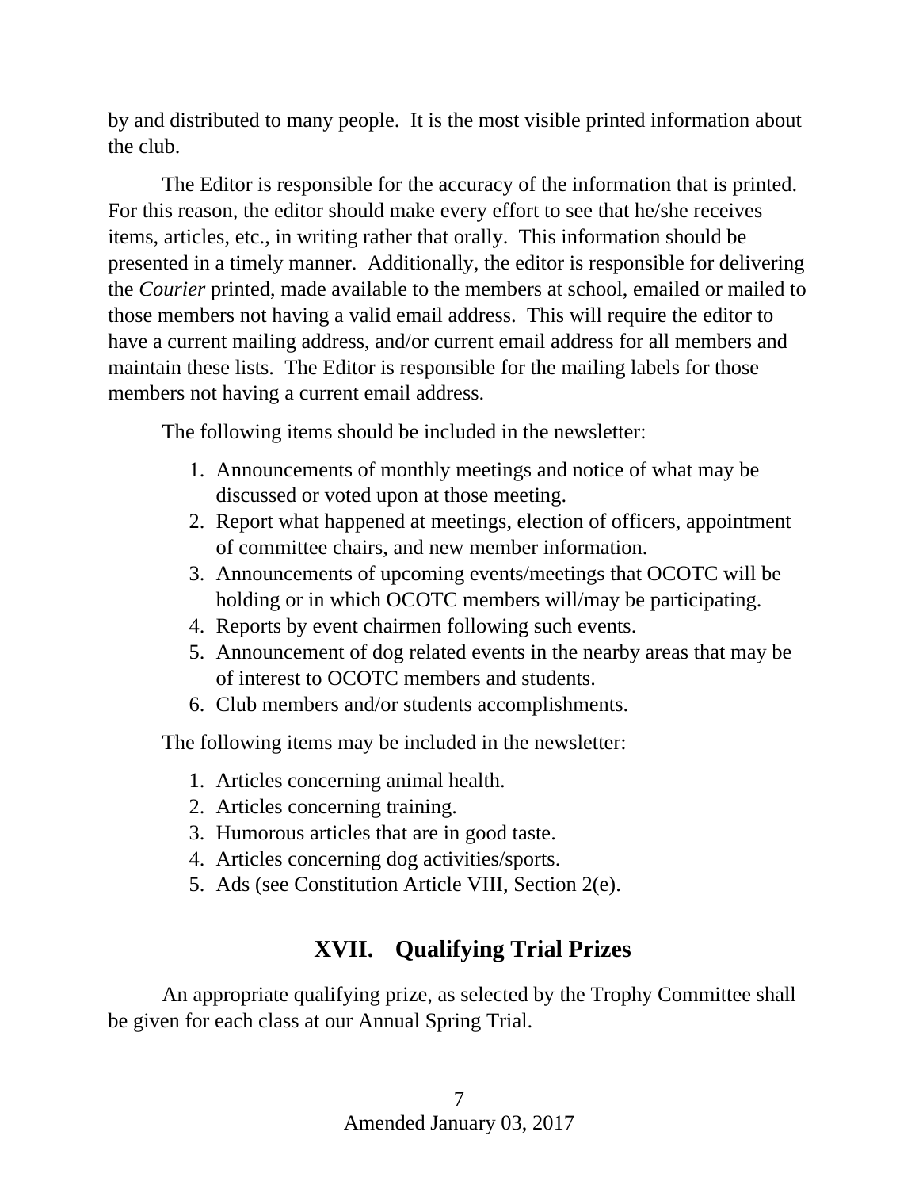by and distributed to many people. It is the most visible printed information about the club.

The Editor is responsible for the accuracy of the information that is printed. For this reason, the editor should make every effort to see that he/she receives items, articles, etc., in writing rather that orally. This information should be presented in a timely manner. Additionally, the editor is responsible for delivering the *Courier* printed, made available to the members at school, emailed or mailed to those members not having a valid email address. This will require the editor to have a current mailing address, and/or current email address for all members and maintain these lists. The Editor is responsible for the mailing labels for those members not having a current email address.

The following items should be included in the newsletter:

1. Announcements of monthly meetings and notice of what may be discussed or voted upon at those meeting.
2. Report what happened at meetings, election of officers, appointment of committee chairs, and new member information.
3. Announcements of upcoming events/meetings that OCOTC will be holding or in which OCOTC members will/may be participating.
4. Reports by event chairmen following such events.
5. Announcement of dog related events in the nearby areas that may be of interest to OCOTC members and students.
6. Club members and/or students accomplishments.

The following items may be included in the newsletter:

1. Articles concerning animal health.
2. Articles concerning training.
3. Humorous articles that are in good taste.
4. Articles concerning dog activities/sports.
5. Ads (see Constitution Article VIII, Section 2(e).

## XVII. Qualifying Trial Prizes

An appropriate qualifying prize, as selected by the Trophy Committee shall be given for each class at our Annual Spring Trial.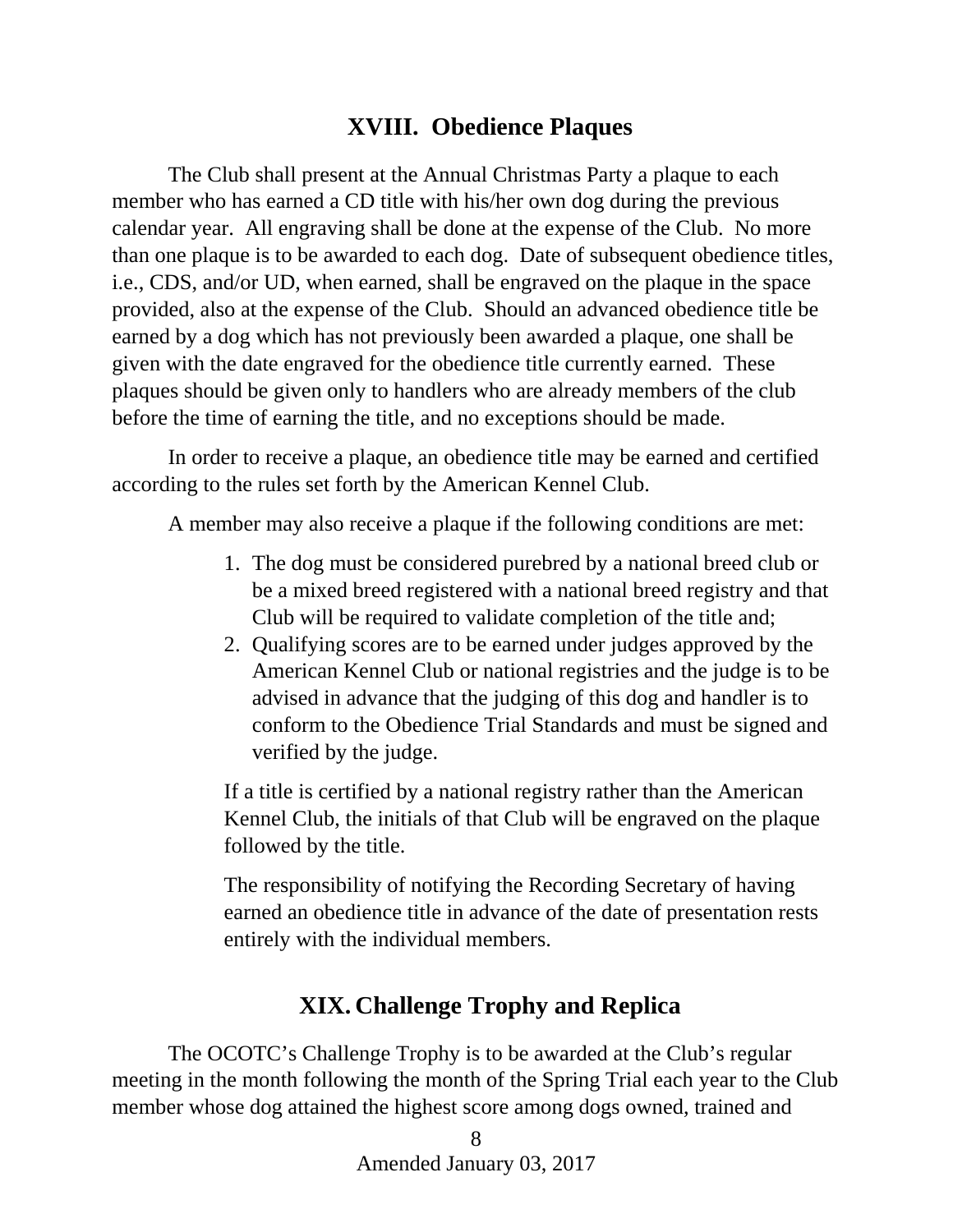## XVIII. Obedience Plaques

The Club shall present at the Annual Christmas Party a plaque to each member who has earned a CD title with his/her own dog during the previous calendar year. All engraving shall be done at the expense of the Club. No more than one plaque is to be awarded to each dog. Date of subsequent obedience titles, i.e., CDS, and/or UD, when earned, shall be engraved on the plaque in the space provided, also at the expense of the Club. Should an advanced obedience title be earned by a dog which has not previously been awarded a plaque, one shall be given with the date engraved for the obedience title currently earned. These plaques should be given only to handlers who are already members of the club before the time of earning the title, and no exceptions should be made.

In order to receive a plaque, an obedience title may be earned and certified according to the rules set forth by the American Kennel Club.

A member may also receive a plaque if the following conditions are met:

1. The dog must be considered purebred by a national breed club or be a mixed breed registered with a national breed registry and that Club will be required to validate completion of the title and;
2. Qualifying scores are to be earned under judges approved by the American Kennel Club or national registries and the judge is to be advised in advance that the judging of this dog and handler is to conform to the Obedience Trial Standards and must be signed and verified by the judge.

If a title is certified by a national registry rather than the American Kennel Club, the initials of that Club will be engraved on the plaque followed by the title.

The responsibility of notifying the Recording Secretary of having earned an obedience title in advance of the date of presentation rests entirely with the individual members.

## XIX. Challenge Trophy and Replica

The OCOTC's Challenge Trophy is to be awarded at the Club's regular meeting in the month following the month of the Spring Trial each year to the Club member whose dog attained the highest score among dogs owned, trained and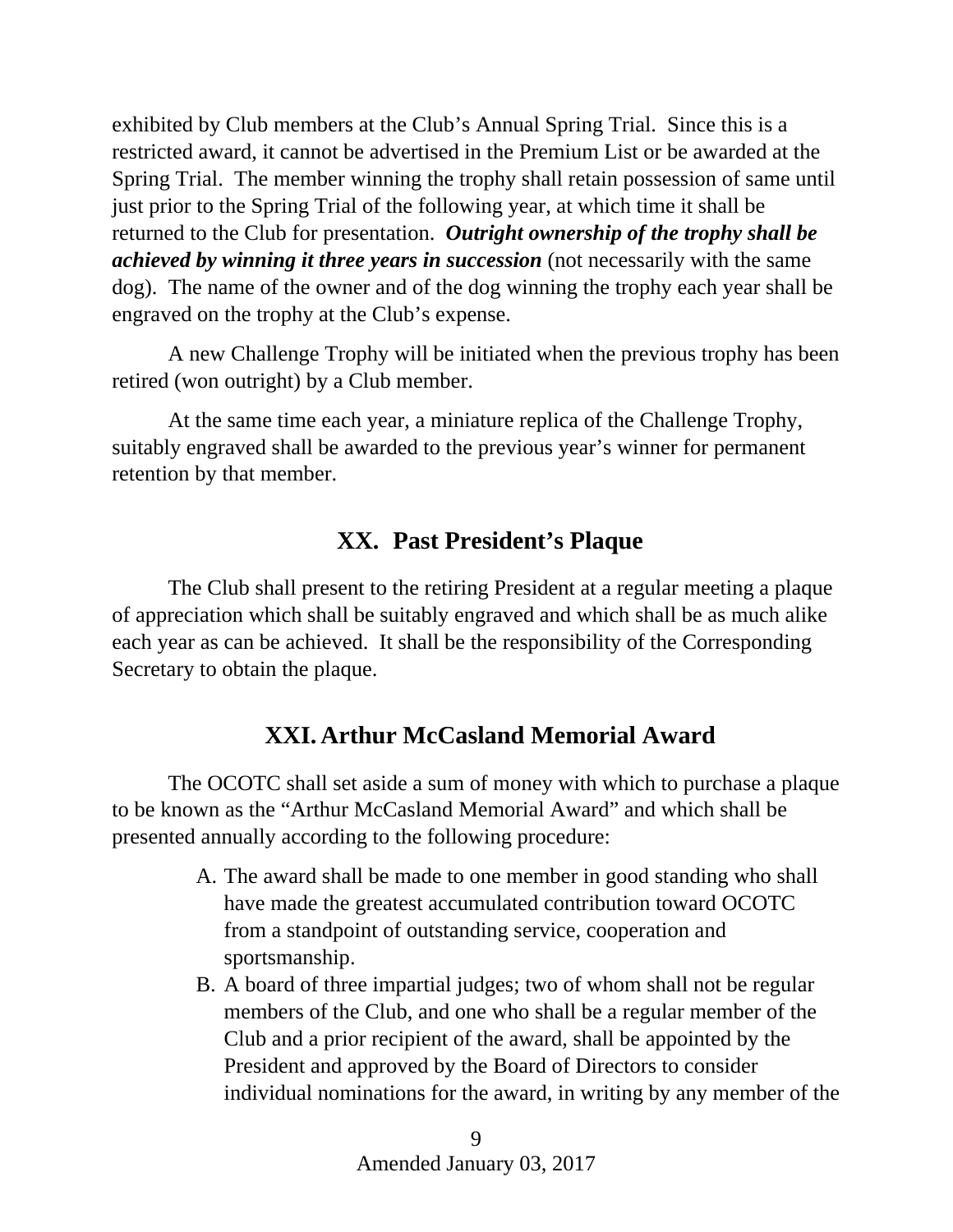exhibited by Club members at the Club's Annual Spring Trial. Since this is a restricted award, it cannot be advertised in the Premium List or be awarded at the Spring Trial. The member winning the trophy shall retain possession of same until just prior to the Spring Trial of the following year, at which time it shall be returned to the Club for presentation. ***Outright ownership of the trophy shall be achieved by winning it three years in succession*** (not necessarily with the same dog). The name of the owner and of the dog winning the trophy each year shall be engraved on the trophy at the Club's expense.

A new Challenge Trophy will be initiated when the previous trophy has been retired (won outright) by a Club member.

At the same time each year, a miniature replica of the Challenge Trophy, suitably engraved shall be awarded to the previous year's winner for permanent retention by that member.

## XX. Past President's Plaque

The Club shall present to the retiring President at a regular meeting a plaque of appreciation which shall be suitably engraved and which shall be as much alike each year as can be achieved. It shall be the responsibility of the Corresponding Secretary to obtain the plaque.

## XXI. Arthur McCasland Memorial Award

The OCOTC shall set aside a sum of money with which to purchase a plaque to be known as the "Arthur McCasland Memorial Award" and which shall be presented annually according to the following procedure:

A. The award shall be made to one member in good standing who shall have made the greatest accumulated contribution toward OCOTC from a standpoint of outstanding service, cooperation and sportsmanship.
B. A board of three impartial judges; two of whom shall not be regular members of the Club, and one who shall be a regular member of the Club and a prior recipient of the award, shall be appointed by the President and approved by the Board of Directors to consider individual nominations for the award, in writing by any member of the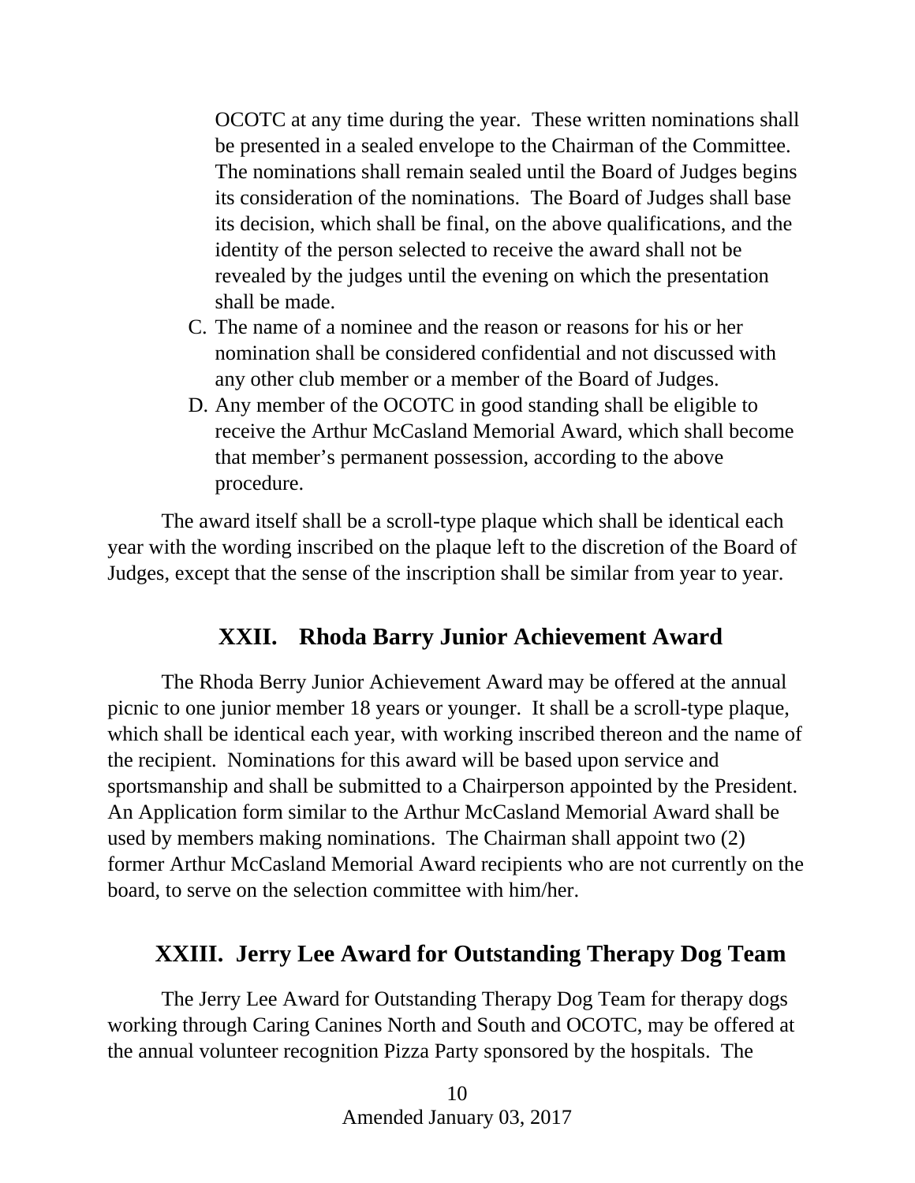OCOTC at any time during the year. These written nominations shall be presented in a sealed envelope to the Chairman of the Committee. The nominations shall remain sealed until the Board of Judges begins its consideration of the nominations. The Board of Judges shall base its decision, which shall be final, on the above qualifications, and the identity of the person selected to receive the award shall not be revealed by the judges until the evening on which the presentation shall be made.

C. The name of a nominee and the reason or reasons for his or her nomination shall be considered confidential and not discussed with any other club member or a member of the Board of Judges.
D. Any member of the OCOTC in good standing shall be eligible to receive the Arthur McCasland Memorial Award, which shall become that member's permanent possession, according to the above procedure.

The award itself shall be a scroll-type plaque which shall be identical each year with the wording inscribed on the plaque left to the discretion of the Board of Judges, except that the sense of the inscription shall be similar from year to year.

## XXII. Rhoda Barry Junior Achievement Award

The Rhoda Berry Junior Achievement Award may be offered at the annual picnic to one junior member 18 years or younger. It shall be a scroll-type plaque, which shall be identical each year, with working inscribed thereon and the name of the recipient. Nominations for this award will be based upon service and sportsmanship and shall be submitted to a Chairperson appointed by the President. An Application form similar to the Arthur McCasland Memorial Award shall be used by members making nominations. The Chairman shall appoint two (2) former Arthur McCasland Memorial Award recipients who are not currently on the board, to serve on the selection committee with him/her.

## XXIII. Jerry Lee Award for Outstanding Therapy Dog Team

The Jerry Lee Award for Outstanding Therapy Dog Team for therapy dogs working through Caring Canines North and South and OCOTC, may be offered at the annual volunteer recognition Pizza Party sponsored by the hospitals. The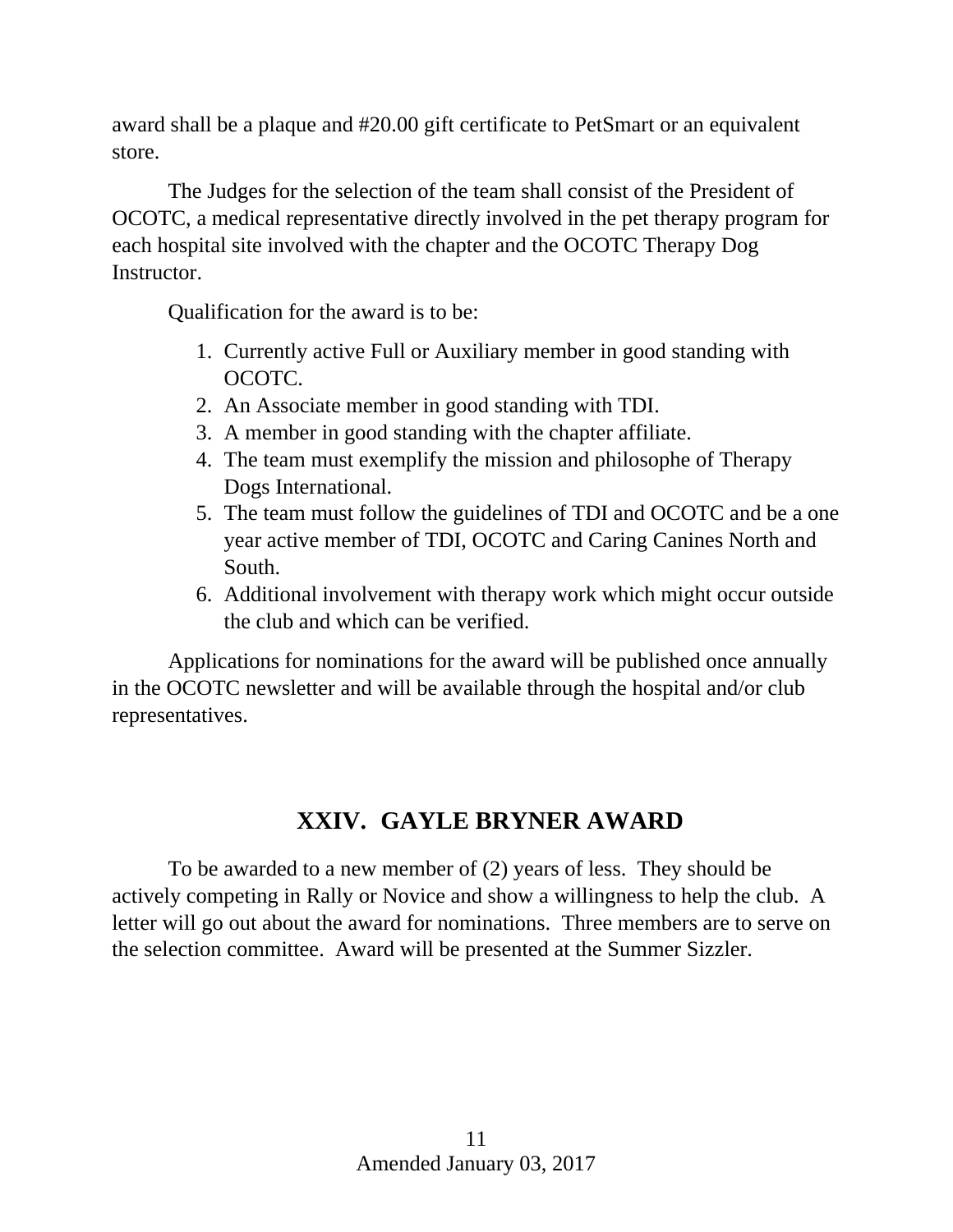award shall be a plaque and #20.00 gift certificate to PetSmart or an equivalent store.

The Judges for the selection of the team shall consist of the President of OCOTC, a medical representative directly involved in the pet therapy program for each hospital site involved with the chapter and the OCOTC Therapy Dog Instructor.

Qualification for the award is to be:

1. Currently active Full or Auxiliary member in good standing with OCOTC.
2. An Associate member in good standing with TDI.
3. A member in good standing with the chapter affiliate.
4. The team must exemplify the mission and philosophe of Therapy Dogs International.
5. The team must follow the guidelines of TDI and OCOTC and be a one year active member of TDI, OCOTC and Caring Canines North and South.
6. Additional involvement with therapy work which might occur outside the club and which can be verified.

Applications for nominations for the award will be published once annually in the OCOTC newsletter and will be available through the hospital and/or club representatives.

## XXIV. GAYLE BRYNER AWARD

To be awarded to a new member of (2) years of less. They should be actively competing in Rally or Novice and show a willingness to help the club. A letter will go out about the award for nominations. Three members are to serve on the selection committee. Award will be presented at the Summer Sizzler.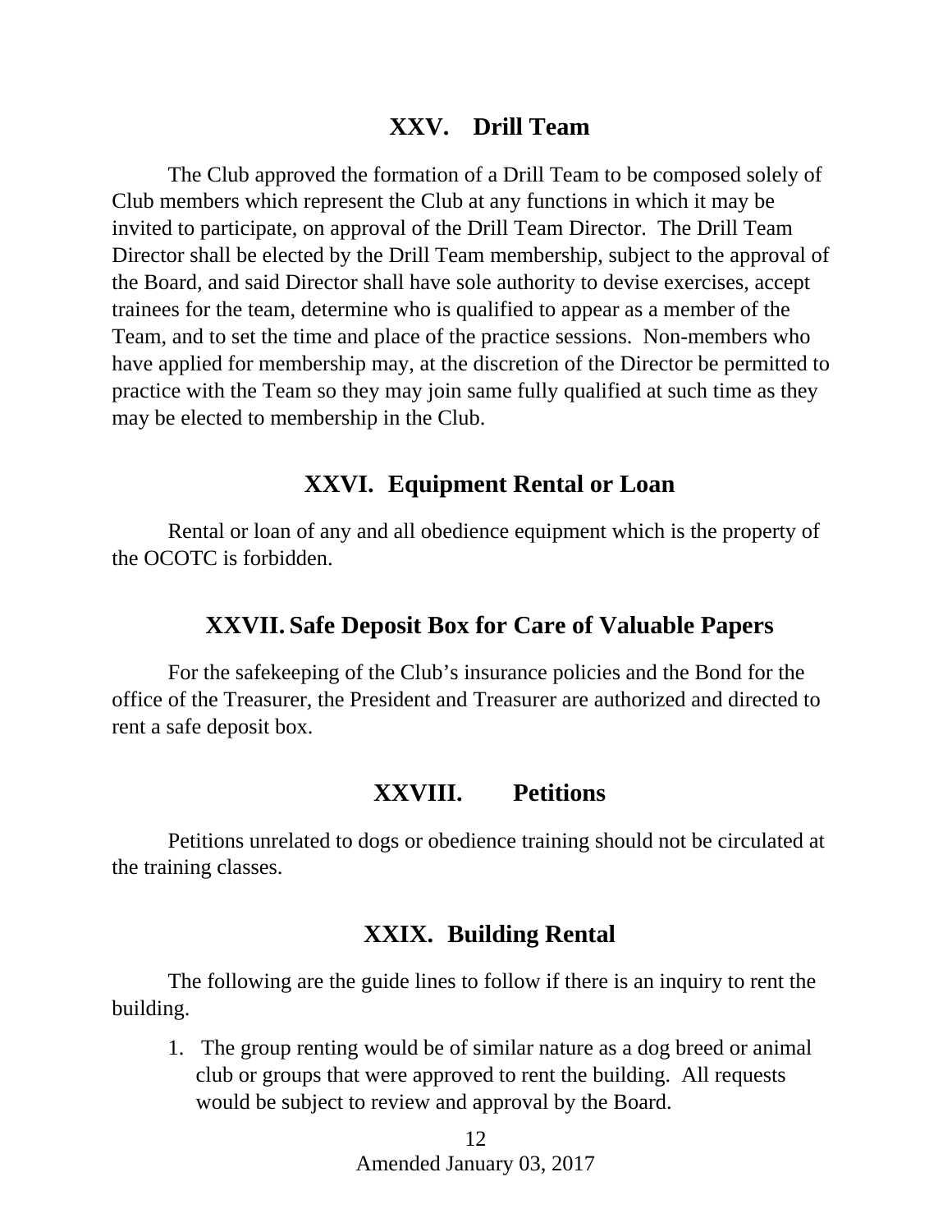## XXV. Drill Team

The Club approved the formation of a Drill Team to be composed solely of Club members which represent the Club at any functions in which it may be invited to participate, on approval of the Drill Team Director. The Drill Team Director shall be elected by the Drill Team membership, subject to the approval of the Board, and said Director shall have sole authority to devise exercises, accept trainees for the team, determine who is qualified to appear as a member of the Team, and to set the time and place of the practice sessions. Non-members who have applied for membership may, at the discretion of the Director be permitted to practice with the Team so they may join same fully qualified at such time as they may be elected to membership in the Club.

## XXVI. Equipment Rental or Loan

Rental or loan of any and all obedience equipment which is the property of the OCOTC is forbidden.

## XXVII. Safe Deposit Box for Care of Valuable Papers

For the safekeeping of the Club's insurance policies and the Bond for the office of the Treasurer, the President and Treasurer are authorized and directed to rent a safe deposit box.

## XXVIII. Petitions

Petitions unrelated to dogs or obedience training should not be circulated at the training classes.

## XXIX. Building Rental

The following are the guide lines to follow if there is an inquiry to rent the building.

1. The group renting would be of similar nature as a dog breed or animal club or groups that were approved to rent the building. All requests would be subject to review and approval by the Board.

Amended January 03, 2017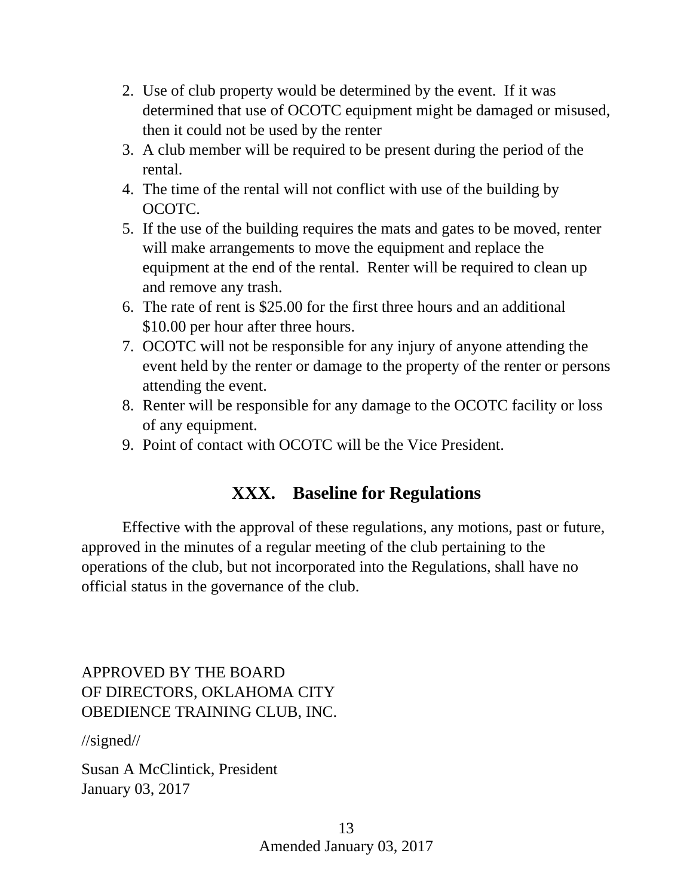2. Use of club property would be determined by the event. If it was determined that use of OCOTC equipment might be damaged or misused, then it could not be used by the renter
3. A club member will be required to be present during the period of the rental.
4. The time of the rental will not conflict with use of the building by OCOTC.
5. If the use of the building requires the mats and gates to be moved, renter will make arrangements to move the equipment and replace the equipment at the end of the rental. Renter will be required to clean up and remove any trash.
6. The rate of rent is $25.00 for the first three hours and an additional $10.00 per hour after three hours.
7. OCOTC will not be responsible for any injury of anyone attending the event held by the renter or damage to the property of the renter or persons attending the event.
8. Renter will be responsible for any damage to the OCOTC facility or loss of any equipment.
9. Point of contact with OCOTC will be the Vice President.

## XXX. Baseline for Regulations

Effective with the approval of these regulations, any motions, past or future, approved in the minutes of a regular meeting of the club pertaining to the operations of the club, but not incorporated into the Regulations, shall have no official status in the governance of the club.

APPROVED BY THE BOARD
OF DIRECTORS, OKLAHOMA CITY
OBEDIENCE TRAINING CLUB, INC.

//signed//

Susan A McClintick, President
January 03, 2017